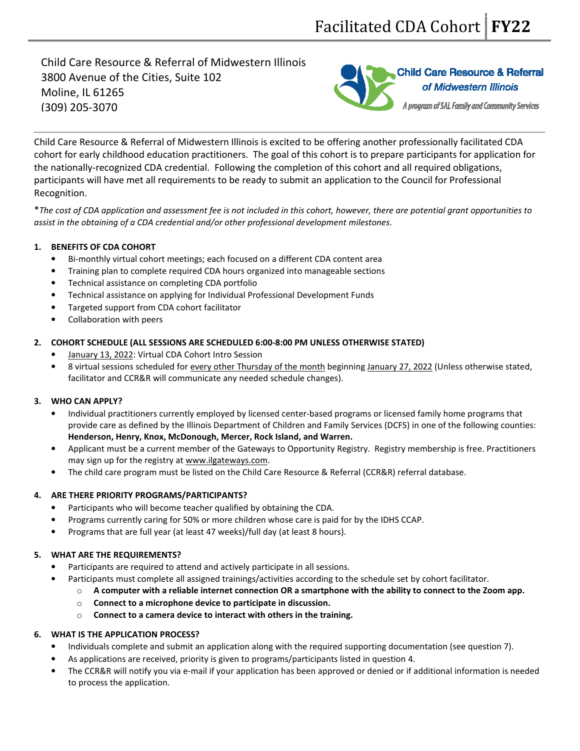# Facilitated CDA Cohort | FY22

Child Care Resource & Referral of Midwestern Illinois
3800 Avenue of the Cities, Suite 102
Moline, IL 61265
(309) 205-3070

Child Care Resource & Referral of Midwestern Illinois
*A program of SAL Family and Community Services*

Child Care Resource & Referral of Midwestern Illinois is excited to be offering another professionally facilitated CDA cohort for early childhood education practitioners. The goal of this cohort is to prepare participants for application for the nationally-recognized CDA credential. Following the completion of this cohort and all required obligations, participants will have met all requirements to be ready to submit an application to the Council for Professional Recognition.

**The cost of CDA application and assessment fee is not included in this cohort, however, there are potential grant opportunities to assist in the obtaining of a CDA credential and/or other professional development milestones.*

1. **BENEFITS OF CDA COHORT**
   - Bi-monthly virtual cohort meetings; each focused on a different CDA content area
   - Training plan to complete required CDA hours organized into manageable sections
   - Technical assistance on completing CDA portfolio
   - Technical assistance on applying for Individual Professional Development Funds
   - Targeted support from CDA cohort facilitator
   - Collaboration with peers

2. **COHORT SCHEDULE (ALL SESSIONS ARE SCHEDULED 6:00-8:00 PM UNLESS OTHERWISE STATED)**
   - January 13, 2022: Virtual CDA Cohort Intro Session
   - 8 virtual sessions scheduled for every other Thursday of the month beginning January 27, 2022 (Unless otherwise stated, facilitator and CCR&R will communicate any needed schedule changes).

3. **WHO CAN APPLY?**
   - Individual practitioners currently employed by licensed center-based programs or licensed family home programs that provide care as defined by the Illinois Department of Children and Family Services (DCFS) in one of the following counties: **Henderson, Henry, Knox, McDonough, Mercer, Rock Island, and Warren.**
   - Applicant must be a current member of the Gateways to Opportunity Registry. Registry membership is free. Practitioners may sign up for the registry at www.ilgateways.com.
   - The child care program must be listed on the Child Care Resource & Referral (CCR&R) referral database.

4. **ARE THERE PRIORITY PROGRAMS/PARTICIPANTS?**
   - Participants who will become teacher qualified by obtaining the CDA.
   - Programs currently caring for 50% or more children whose care is paid for by the IDHS CCAP.
   - Programs that are full year (at least 47 weeks)/full day (at least 8 hours).

5. **WHAT ARE THE REQUIREMENTS?**
   - Participants are required to attend and actively participate in all sessions.
   - Participants must complete all assigned trainings/activities according to the schedule set by cohort facilitator.
     - **A computer with a reliable internet connection OR a smartphone with the ability to connect to the Zoom app.**
     - **Connect to a microphone device to participate in discussion.**
     - **Connect to a camera device to interact with others in the training.**

6. **WHAT IS THE APPLICATION PROCESS?**
   - Individuals complete and submit an application along with the required supporting documentation (see question 7).
   - As applications are received, priority is given to programs/participants listed in question 4.
   - The CCR&R will notify you via e-mail if your application has been approved or denied or if additional information is needed to process the application.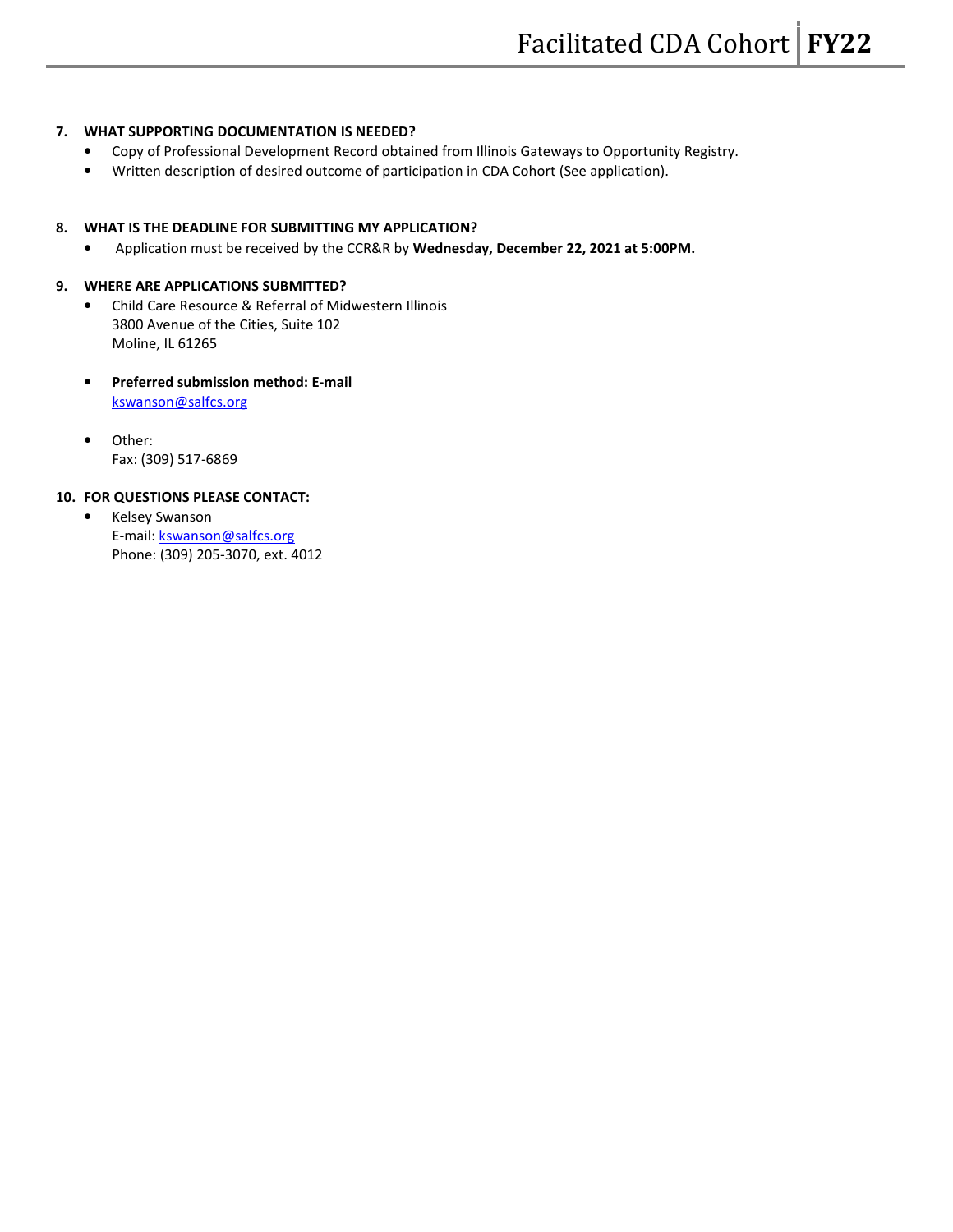7. **WHAT SUPPORTING DOCUMENTATION IS NEEDED?**
   - Copy of Professional Development Record obtained from Illinois Gateways to Opportunity Registry.
   - Written description of desired outcome of participation in CDA Cohort (See application).

8. **WHAT IS THE DEADLINE FOR SUBMITTING MY APPLICATION?**
   - Application must be received by the CCR&R by **Wednesday, December 22, 2021 at 5:00PM.**

9. **WHERE ARE APPLICATIONS SUBMITTED?**
   - Child Care Resource & Referral of Midwestern Illinois
     3800 Avenue of the Cities, Suite 102
     Moline, IL 61265

   - **Preferred submission method: E-mail**
     kswanson@salfcs.org

   - Other:
     Fax: (309) 517-6869

10. **FOR QUESTIONS PLEASE CONTACT:**
    - Kelsey Swanson
      E-mail: kswanson@salfcs.org
      Phone: (309) 205-3070, ext. 4012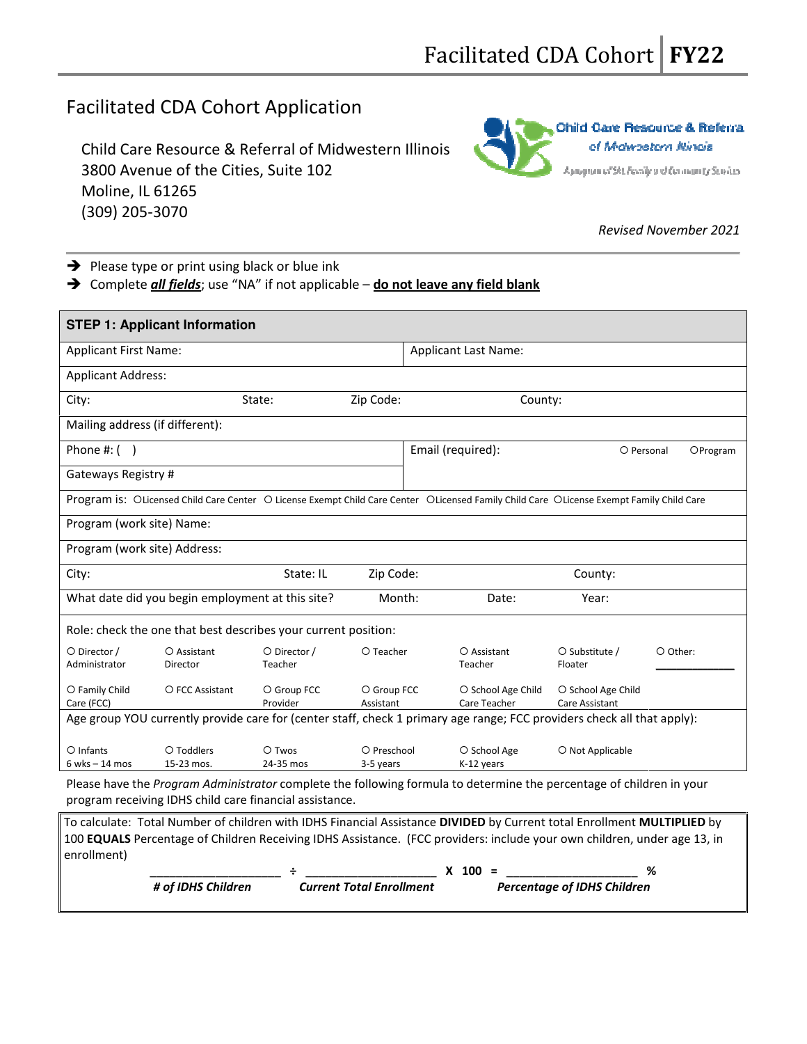# Facilitated CDA Cohort **FY22**

## Facilitated CDA Cohort Application

Child Care Resource & Referral of Midwestern Illinois
3800 Avenue of the Cities, Suite 102
Moline, IL 61265
(309) 205-3070

Child Care Resource & Referral of Midwestern Illinois
A program of SAL Family and Community Services

*Revised November 2021*

- ➔ Please type or print using black or blue ink
- ➔ Complete ***all fields***; use "NA" if not applicable – **do not leave any field blank**

| **STEP 1: Applicant Information** | | | | | | |
|---|---|---|---|---|---|---|
| Applicant First Name: | | | Applicant Last Name: | | | |
| Applicant Address: | | | | | | |
| City: | State: | Zip Code: | County: | | | |
| Mailing address (if different): | | | | | | |
| Phone #: ( ) | | | Email (required): | | ○ Personal | ○ Program |
| Gateways Registry # | | | | | | |
| Program is: ○ Licensed Child Care Center ○ License Exempt Child Care Center ○ Licensed Family Child Care ○ License Exempt Family Child Care | | | | | | |
| Program (work site) Name: | | | | | | |
| Program (work site) Address: | | | | | | |
| City: | State: IL | Zip Code: | County: | | | |
| What date did you begin employment at this site? | Month: | Date: | Year: | | | |
| Role: check the one that best describes your current position: | | | | | | |
| ○ Director / Administrator | ○ Assistant Director | ○ Director / Teacher | ○ Teacher | ○ Assistant Teacher | ○ Substitute / Floater | ○ Other: ____________ |
| ○ Family Child Care (FCC) | ○ FCC Assistant | ○ Group FCC Provider | ○ Group FCC Assistant | ○ School Age Child Care Teacher | ○ School Age Child Care Assistant | |
| Age group YOU currently provide care for (center staff, check 1 primary age range; FCC providers check all that apply): | | | | | | |
| ○ Infants 6 wks – 14 mos | ○ Toddlers 15-23 mos. | ○ Twos 24-35 mos | ○ Preschool 3-5 years | ○ School Age K-12 years | ○ Not Applicable | |

Please have the *Program Administrator* complete the following formula to determine the percentage of children in your program receiving IDHS child care financial assistance.

To calculate: Total Number of children with IDHS Financial Assistance **DIVIDED** by Current total Enrollment **MULTIPLIED** by 100 **EQUALS** Percentage of Children Receiving IDHS Assistance. (FCC providers: include your own children, under age 13, in enrollment)

____________________ ÷ ____________________ **X 100 =** ____________________ **%**

***# of IDHS Children*** ***Current Total Enrollment*** ***Percentage of IDHS Children***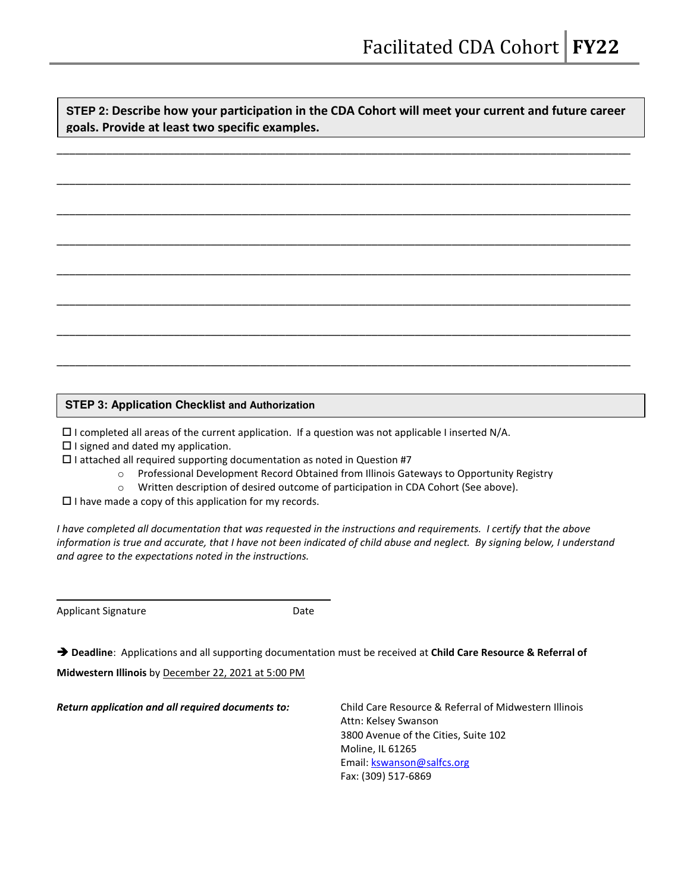**STEP 2: Describe how your participation in the CDA Cohort will meet your current and future career goals. Provide at least two specific examples.**

\_\_\_\_\_\_\_\_\_\_\_\_\_\_\_\_\_\_\_\_\_\_\_\_\_\_\_\_\_\_\_\_\_\_\_\_\_\_\_\_\_\_\_\_\_\_\_\_\_\_\_\_\_\_\_\_\_\_\_\_\_\_\_\_\_\_\_\_\_\_\_\_\_\_\_\_\_\_

\_\_\_\_\_\_\_\_\_\_\_\_\_\_\_\_\_\_\_\_\_\_\_\_\_\_\_\_\_\_\_\_\_\_\_\_\_\_\_\_\_\_\_\_\_\_\_\_\_\_\_\_\_\_\_\_\_\_\_\_\_\_\_\_\_\_\_\_\_\_\_\_\_\_\_\_\_\_

\_\_\_\_\_\_\_\_\_\_\_\_\_\_\_\_\_\_\_\_\_\_\_\_\_\_\_\_\_\_\_\_\_\_\_\_\_\_\_\_\_\_\_\_\_\_\_\_\_\_\_\_\_\_\_\_\_\_\_\_\_\_\_\_\_\_\_\_\_\_\_\_\_\_\_\_\_\_

\_\_\_\_\_\_\_\_\_\_\_\_\_\_\_\_\_\_\_\_\_\_\_\_\_\_\_\_\_\_\_\_\_\_\_\_\_\_\_\_\_\_\_\_\_\_\_\_\_\_\_\_\_\_\_\_\_\_\_\_\_\_\_\_\_\_\_\_\_\_\_\_\_\_\_\_\_\_

\_\_\_\_\_\_\_\_\_\_\_\_\_\_\_\_\_\_\_\_\_\_\_\_\_\_\_\_\_\_\_\_\_\_\_\_\_\_\_\_\_\_\_\_\_\_\_\_\_\_\_\_\_\_\_\_\_\_\_\_\_\_\_\_\_\_\_\_\_\_\_\_\_\_\_\_\_\_

\_\_\_\_\_\_\_\_\_\_\_\_\_\_\_\_\_\_\_\_\_\_\_\_\_\_\_\_\_\_\_\_\_\_\_\_\_\_\_\_\_\_\_\_\_\_\_\_\_\_\_\_\_\_\_\_\_\_\_\_\_\_\_\_\_\_\_\_\_\_\_\_\_\_\_\_\_\_

\_\_\_\_\_\_\_\_\_\_\_\_\_\_\_\_\_\_\_\_\_\_\_\_\_\_\_\_\_\_\_\_\_\_\_\_\_\_\_\_\_\_\_\_\_\_\_\_\_\_\_\_\_\_\_\_\_\_\_\_\_\_\_\_\_\_\_\_\_\_\_\_\_\_\_\_\_\_

\_\_\_\_\_\_\_\_\_\_\_\_\_\_\_\_\_\_\_\_\_\_\_\_\_\_\_\_\_\_\_\_\_\_\_\_\_\_\_\_\_\_\_\_\_\_\_\_\_\_\_\_\_\_\_\_\_\_\_\_\_\_\_\_\_\_\_\_\_\_\_\_\_\_\_\_\_\_

**STEP 3: Application Checklist and Authorization**

- ☐ I completed all areas of the current application. If a question was not applicable I inserted N/A.
- ☐ I signed and dated my application.
- ☐ I attached all required supporting documentation as noted in Question #7
  - Professional Development Record Obtained from Illinois Gateways to Opportunity Registry
  - Written description of desired outcome of participation in CDA Cohort (See above).
- ☐ I have made a copy of this application for my records.

*I have completed all documentation that was requested in the instructions and requirements. I certify that the above information is true and accurate, that I have not been indicated of child abuse and neglect. By signing below, I understand and agree to the expectations noted in the instructions.*

\_\_\_\_\_\_\_\_\_\_\_\_\_\_\_\_\_\_\_\_\_\_\_\_\_\_\_\_\_\_\_\_\_\_\_\_\_\_\_\_\_\_\_\_

Applicant Signature Date

➔ **Deadline**: Applications and all supporting documentation must be received at **Child Care Resource & Referral of Midwestern Illinois** by December 22, 2021 at 5:00 PM

***Return application and all required documents to:***

Child Care Resource & Referral of Midwestern Illinois
Attn: Kelsey Swanson
3800 Avenue of the Cities, Suite 102
Moline, IL 61265
Email: kswanson@salfcs.org
Fax: (309) 517-6869